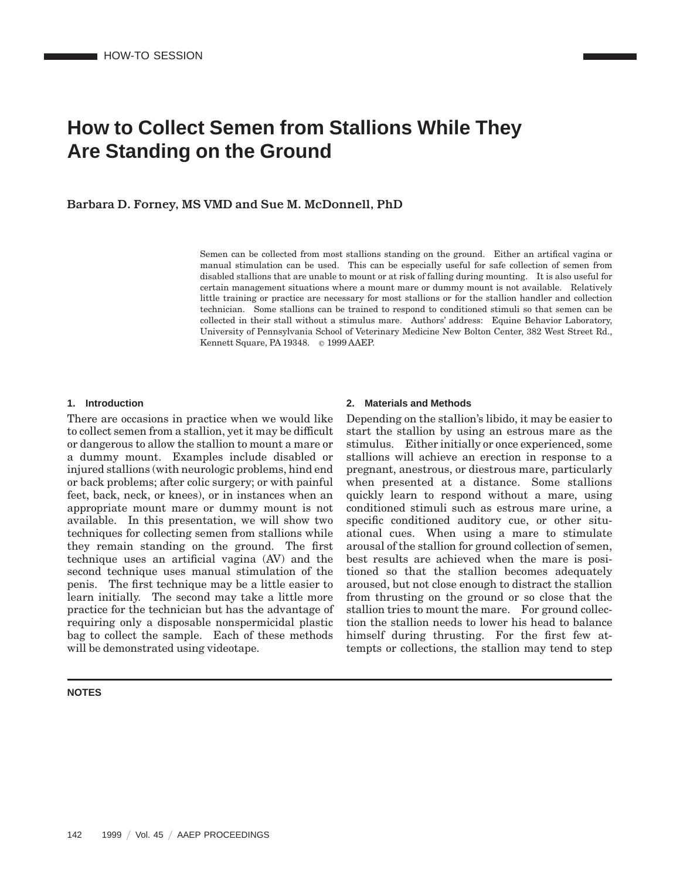# How to Collect Semen from Stallions While They Are Standing on the Ground

**Barbara D. Forney, MS VMD and Sue M. McDonnell, PhD**

Semen can be collected from most stallions standing on the ground. Either an artifical vagina or manual stimulation can be used. This can be especially useful for safe collection of semen from disabled stallions that are unable to mount or at risk of falling during mounting. It is also useful for certain management situations where a mount mare or dummy mount is not available. Relatively little training or practice are necessary for most stallions or for the stallion handler and collection technician. Some stallions can be trained to respond to conditioned stimuli so that semen can be collected in their stall without a stimulus mare. Authors' address: Equine Behavior Laboratory, University of Pennsylvania School of Veterinary Medicine New Bolton Center, 382 West Street Rd., Kennett Square, PA 19348. © 1999 AAEP.

## 1. Introduction

There are occasions in practice when we would like to collect semen from a stallion, yet it may be difficult or dangerous to allow the stallion to mount a mare or a dummy mount. Examples include disabled or injured stallions (with neurologic problems, hind end or back problems; after colic surgery; or with painful feet, back, neck, or knees), or in instances when an appropriate mount mare or dummy mount is not available. In this presentation, we will show two techniques for collecting semen from stallions while they remain standing on the ground. The first technique uses an artificial vagina (AV) and the second technique uses manual stimulation of the penis. The first technique may be a little easier to learn initially. The second may take a little more practice for the technician but has the advantage of requiring only a disposable nonspermicidal plastic bag to collect the sample. Each of these methods will be demonstrated using videotape.

## 2. Materials and Methods

Depending on the stallion's libido, it may be easier to start the stallion by using an estrous mare as the stimulus. Either initially or once experienced, some stallions will achieve an erection in response to a pregnant, anestrous, or diestrous mare, particularly when presented at a distance. Some stallions quickly learn to respond without a mare, using conditioned stimuli such as estrous mare urine, a specific conditioned auditory cue, or other situational cues. When using a mare to stimulate arousal of the stallion for ground collection of semen, best results are achieved when the mare is positioned so that the stallion becomes adequately aroused, but not close enough to distract the stallion from thrusting on the ground or so close that the stallion tries to mount the mare. For ground collection the stallion needs to lower his head to balance himself during thrusting. For the first few attempts or collections, the stallion may tend to step

**NOTES**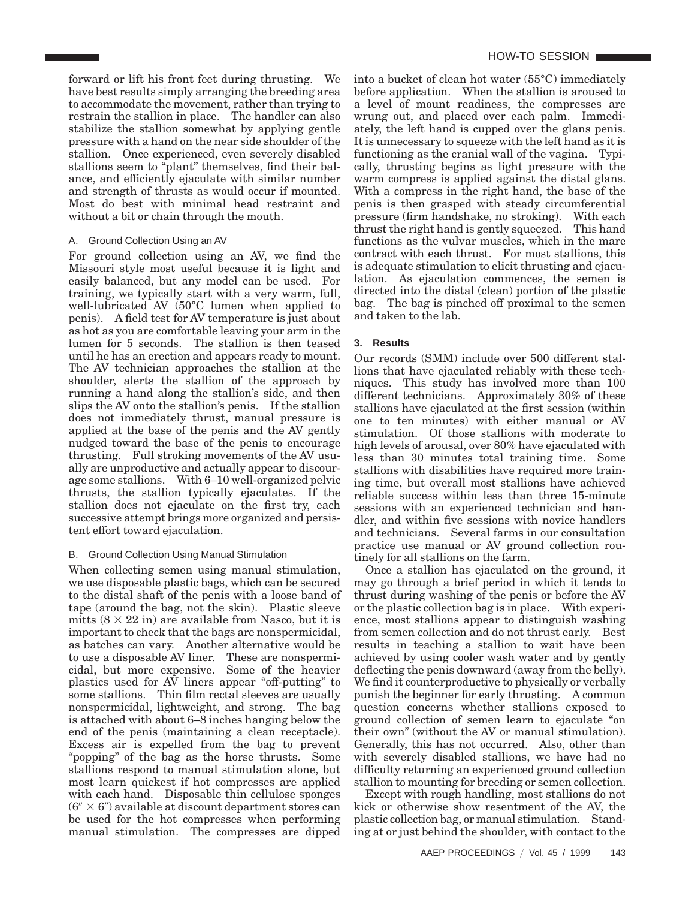forward or lift his front feet during thrusting. We have best results simply arranging the breeding area to accommodate the movement, rather than trying to restrain the stallion in place. The handler can also stabilize the stallion somewhat by applying gentle pressure with a hand on the near side shoulder of the stallion. Once experienced, even severely disabled stallions seem to "plant" themselves, find their balance, and efficiently ejaculate with similar number and strength of thrusts as would occur if mounted. Most do best with minimal head restraint and without a bit or chain through the mouth.

### A. Ground Collection Using an AV

For ground collection using an AV, we find the Missouri style most useful because it is light and easily balanced, but any model can be used. For training, we typically start with a very warm, full, well-lubricated AV (50°C lumen when applied to penis). A field test for AV temperature is just about as hot as you are comfortable leaving your arm in the lumen for 5 seconds. The stallion is then teased until he has an erection and appears ready to mount. The AV technician approaches the stallion at the shoulder, alerts the stallion of the approach by running a hand along the stallion's side, and then slips the AV onto the stallion's penis. If the stallion does not immediately thrust, manual pressure is applied at the base of the penis and the AV gently nudged toward the base of the penis to encourage thrusting. Full stroking movements of the AV usually are unproductive and actually appear to discourage some stallions. With 6–10 well-organized pelvic thrusts, the stallion typically ejaculates. If the stallion does not ejaculate on the first try, each successive attempt brings more organized and persistent effort toward ejaculation.

### B. Ground Collection Using Manual Stimulation

When collecting semen using manual stimulation, we use disposable plastic bags, which can be secured to the distal shaft of the penis with a loose band of tape (around the bag, not the skin). Plastic sleeve mitts (8 × 22 in) are available from Nasco, but it is important to check that the bags are nonspermicidal, as batches can vary. Another alternative would be to use a disposable AV liner. These are nonspermicidal, but more expensive. Some of the heavier plastics used for AV liners appear "off-putting" to some stallions. Thin film rectal sleeves are usually nonspermicidal, lightweight, and strong. The bag is attached with about 6–8 inches hanging below the end of the penis (maintaining a clean receptacle). Excess air is expelled from the bag to prevent "popping" of the bag as the horse thrusts. Some stallions respond to manual stimulation alone, but most learn quickest if hot compresses are applied with each hand. Disposable thin cellulose sponges (6″ × 6″) available at discount department stores can be used for the hot compresses when performing manual stimulation. The compresses are dipped into a bucket of clean hot water (55°C) immediately before application. When the stallion is aroused to a level of mount readiness, the compresses are wrung out, and placed over each palm. Immediately, the left hand is cupped over the glans penis. It is unnecessary to squeeze with the left hand as it is functioning as the cranial wall of the vagina. Typically, thrusting begins as light pressure with the warm compress is applied against the distal glans. With a compress in the right hand, the base of the penis is then grasped with steady circumferential pressure (firm handshake, no stroking). With each thrust the right hand is gently squeezed. This hand functions as the vulvar muscles, which in the mare contract with each thrust. For most stallions, this is adequate stimulation to elicit thrusting and ejaculation. As ejaculation commences, the semen is directed into the distal (clean) portion of the plastic bag. The bag is pinched off proximal to the semen and taken to the lab.

## 3. Results

Our records (SMM) include over 500 different stallions that have ejaculated reliably with these techniques. This study has involved more than 100 different technicians. Approximately 30% of these stallions have ejaculated at the first session (within one to ten minutes) with either manual or AV stimulation. Of those stallions with moderate to high levels of arousal, over 80% have ejaculated with less than 30 minutes total training time. Some stallions with disabilities have required more training time, but overall most stallions have achieved reliable success within less than three 15-minute sessions with an experienced technician and handler, and within five sessions with novice handlers and technicians. Several farms in our consultation practice use manual or AV ground collection routinely for all stallions on the farm.

Once a stallion has ejaculated on the ground, it may go through a brief period in which it tends to thrust during washing of the penis or before the AV or the plastic collection bag is in place. With experience, most stallions appear to distinguish washing from semen collection and do not thrust early. Best results in teaching a stallion to wait have been achieved by using cooler wash water and by gently deflecting the penis downward (away from the belly). We find it counterproductive to physically or verbally punish the beginner for early thrusting. A common question concerns whether stallions exposed to ground collection of semen learn to ejaculate "on their own" (without the AV or manual stimulation). Generally, this has not occurred. Also, other than with severely disabled stallions, we have had no difficulty returning an experienced ground collection stallion to mounting for breeding or semen collection.

Except with rough handling, most stallions do not kick or otherwise show resentment of the AV, the plastic collection bag, or manual stimulation. Standing at or just behind the shoulder, with contact to the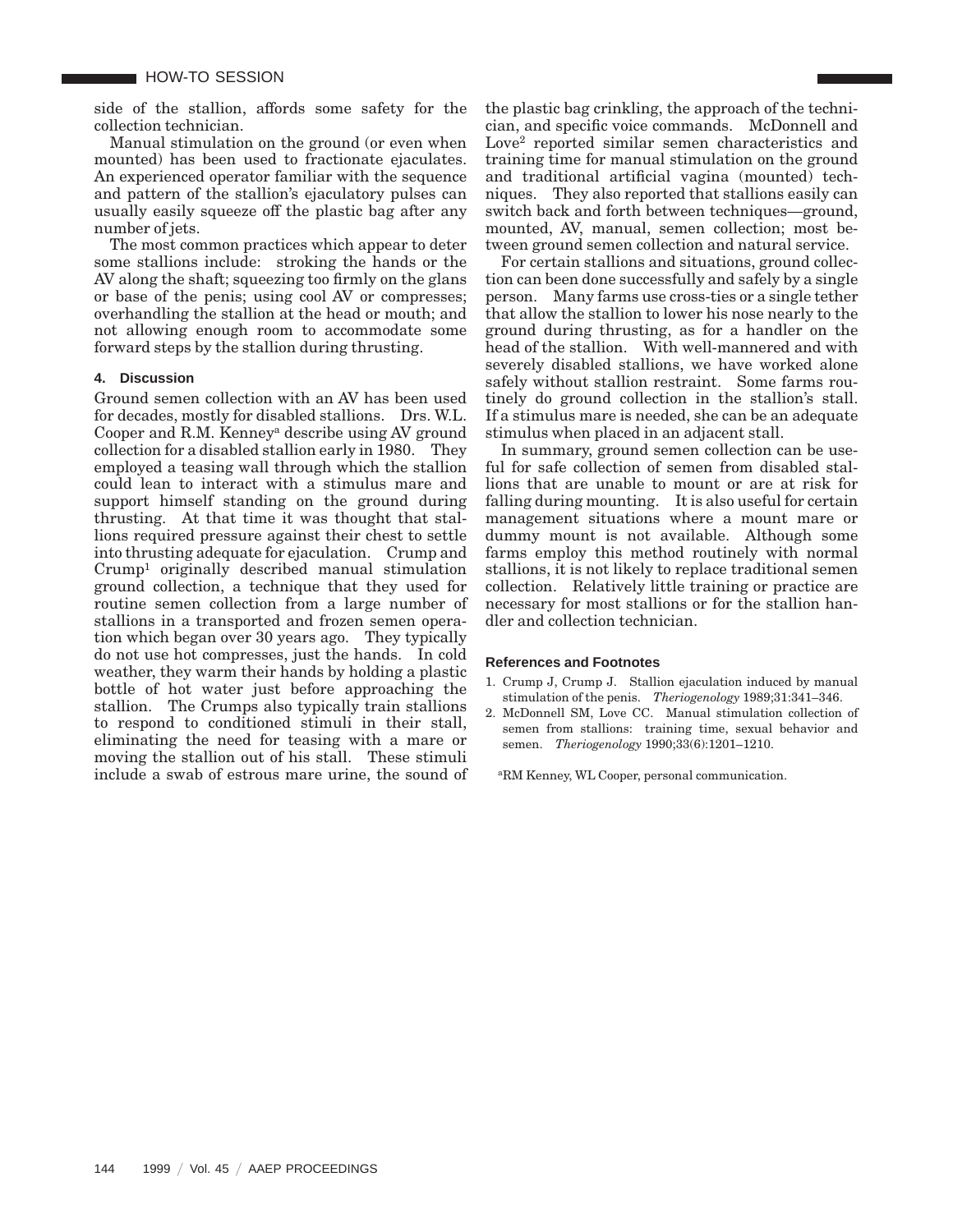side of the stallion, affords some safety for the collection technician.

Manual stimulation on the ground (or even when mounted) has been used to fractionate ejaculates. An experienced operator familiar with the sequence and pattern of the stallion's ejaculatory pulses can usually easily squeeze off the plastic bag after any number of jets.

The most common practices which appear to deter some stallions include: stroking the hands or the AV along the shaft; squeezing too firmly on the glans or base of the penis; using cool AV or compresses; overhandling the stallion at the head or mouth; and not allowing enough room to accommodate some forward steps by the stallion during thrusting.

### 4. Discussion

Ground semen collection with an AV has been used for decades, mostly for disabled stallions. Drs. W.L. Cooper and R.M. Kenney[a] describe using AV ground collection for a disabled stallion early in 1980. They employed a teasing wall through which the stallion could lean to interact with a stimulus mare and support himself standing on the ground during thrusting. At that time it was thought that stallions required pressure against their chest to settle into thrusting adequate for ejaculation. Crump and Crump[1] originally described manual stimulation ground collection, a technique that they used for routine semen collection from a large number of stallions in a transported and frozen semen operation which began over 30 years ago. They typically do not use hot compresses, just the hands. In cold weather, they warm their hands by holding a plastic bottle of hot water just before approaching the stallion. The Crumps also typically train stallions to respond to conditioned stimuli in their stall, eliminating the need for teasing with a mare or moving the stallion out of his stall. These stimuli include a swab of estrous mare urine, the sound of the plastic bag crinkling, the approach of the technician, and specific voice commands. McDonnell and Love[2] reported similar semen characteristics and training time for manual stimulation on the ground and traditional artificial vagina (mounted) techniques. They also reported that stallions easily can switch back and forth between techniques—ground, mounted, AV, manual, semen collection; most between ground semen collection and natural service.

For certain stallions and situations, ground collection can been done successfully and safely by a single person. Many farms use cross-ties or a single tether that allow the stallion to lower his nose nearly to the ground during thrusting, as for a handler on the head of the stallion. With well-mannered and with severely disabled stallions, we have worked alone safely without stallion restraint. Some farms routinely do ground collection in the stallion's stall. If a stimulus mare is needed, she can be an adequate stimulus when placed in an adjacent stall.

In summary, ground semen collection can be useful for safe collection of semen from disabled stallions that are unable to mount or are at risk for falling during mounting. It is also useful for certain management situations where a mount mare or dummy mount is not available. Although some farms employ this method routinely with normal stallions, it is not likely to replace traditional semen collection. Relatively little training or practice are necessary for most stallions or for the stallion handler and collection technician.

### References and Footnotes

1. Crump J, Crump J. Stallion ejaculation induced by manual stimulation of the penis. *Theriogenology* 1989;31:341–346.
2. McDonnell SM, Love CC. Manual stimulation collection of semen from stallions: training time, sexual behavior and semen. *Theriogenology* 1990;33(6):1201–1210.

[a]RM Kenney, WL Cooper, personal communication.